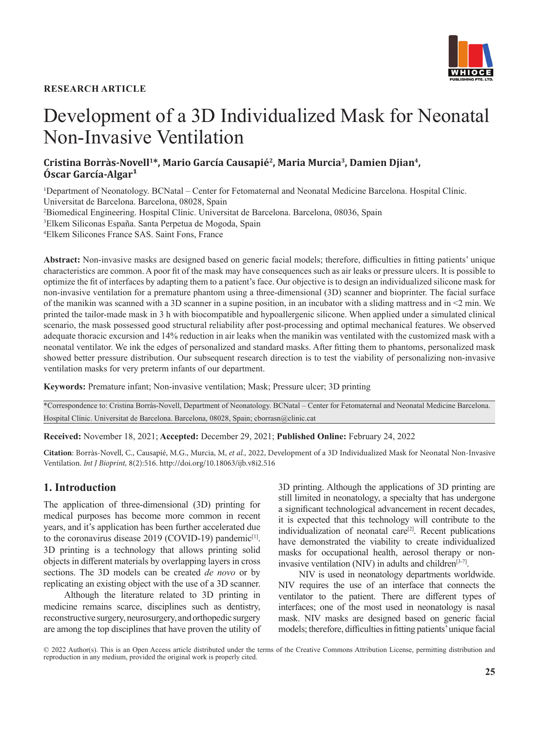RESEARCH ARTICLE

# Development of a 3D Individualized Mask for Neonatal Non-Invasive Ventilation

**Cristina Borràs-Novell[1]*, Mario García Causapié[2], Maria Murcia[3], Damien Djian[4], Óscar García-Algar[1]**

[1]Department of Neonatology. BCNatal – Center for Fetomaternal and Neonatal Medicine Barcelona. Hospital Clínic. Universitat de Barcelona. Barcelona, 08028, Spain

[2]Biomedical Engineering. Hospital Clínic. Universitat de Barcelona. Barcelona, 08036, Spain

[3]Elkem Siliconas España. Santa Perpetua de Mogoda, Spain

[4]Elkem Silicones France SAS. Saint Fons, France

**Abstract:** Non-invasive masks are designed based on generic facial models; therefore, difficulties in fitting patients' unique characteristics are common. A poor fit of the mask may have consequences such as air leaks or pressure ulcers. It is possible to optimize the fit of interfaces by adapting them to a patient's face. Our objective is to design an individualized silicone mask for non-invasive ventilation for a premature phantom using a three-dimensional (3D) scanner and bioprinter. The facial surface of the manikin was scanned with a 3D scanner in a supine position, in an incubator with a sliding mattress and in <2 min. We printed the tailor-made mask in 3 h with biocompatible and hypoallergenic silicone. When applied under a simulated clinical scenario, the mask possessed good structural reliability after post-processing and optimal mechanical features. We observed adequate thoracic excursion and 14% reduction in air leaks when the manikin was ventilated with the customized mask with a neonatal ventilator. We ink the edges of personalized and standard masks. After fitting them to phantoms, personalized mask showed better pressure distribution. Our subsequent research direction is to test the viability of personalizing non-invasive ventilation masks for very preterm infants of our department.

**Keywords:** Premature infant; Non-invasive ventilation; Mask; Pressure ulcer; 3D printing

*Correspondence to: Cristina Borràs-Novell, Department of Neonatology. BCNatal – Center for Fetomaternal and Neonatal Medicine Barcelona. Hospital Clínic. Universitat de Barcelona. Barcelona, 08028, Spain; cborrasn@clinic.cat

**Received:** November 18, 2021; **Accepted:** December 29, 2021; **Published Online:** February 24, 2022

**Citation**: Borràs-Novell, C., Causapié, M.G., Murcia, M, *et al.,* 2022, Development of a 3D Individualized Mask for Neonatal Non-Invasive Ventilation. *Int J Bioprint,* 8(2):516. http://doi.org/10.18063/ijb.v8i2.516

## 1. Introduction

The application of three-dimensional (3D) printing for medical purposes has become more common in recent years, and it's application has been further accelerated due to the coronavirus disease 2019 (COVID-19) pandemic[1]. 3D printing is a technology that allows printing solid objects in different materials by overlapping layers in cross sections. The 3D models can be created *de novo* or by replicating an existing object with the use of a 3D scanner.

Although the literature related to 3D printing in medicine remains scarce, disciplines such as dentistry, reconstructive surgery, neurosurgery, and orthopedic surgery are among the top disciplines that have proven the utility of 3D printing. Although the applications of 3D printing are still limited in neonatology, a specialty that has undergone a significant technological advancement in recent decades, it is expected that this technology will contribute to the individualization of neonatal care[2]. Recent publications have demonstrated the viability to create individualized masks for occupational health, aerosol therapy or non-invasive ventilation (NIV) in adults and children[3-7].

NIV is used in neonatology departments worldwide. NIV requires the use of an interface that connects the ventilator to the patient. There are different types of interfaces; one of the most used in neonatology is nasal mask. NIV masks are designed based on generic facial models; therefore, difficulties in fitting patients' unique facial

© 2022 Author(s). This is an Open Access article distributed under the terms of the Creative Commons Attribution License, permitting distribution and reproduction in any medium, provided the original work is properly cited.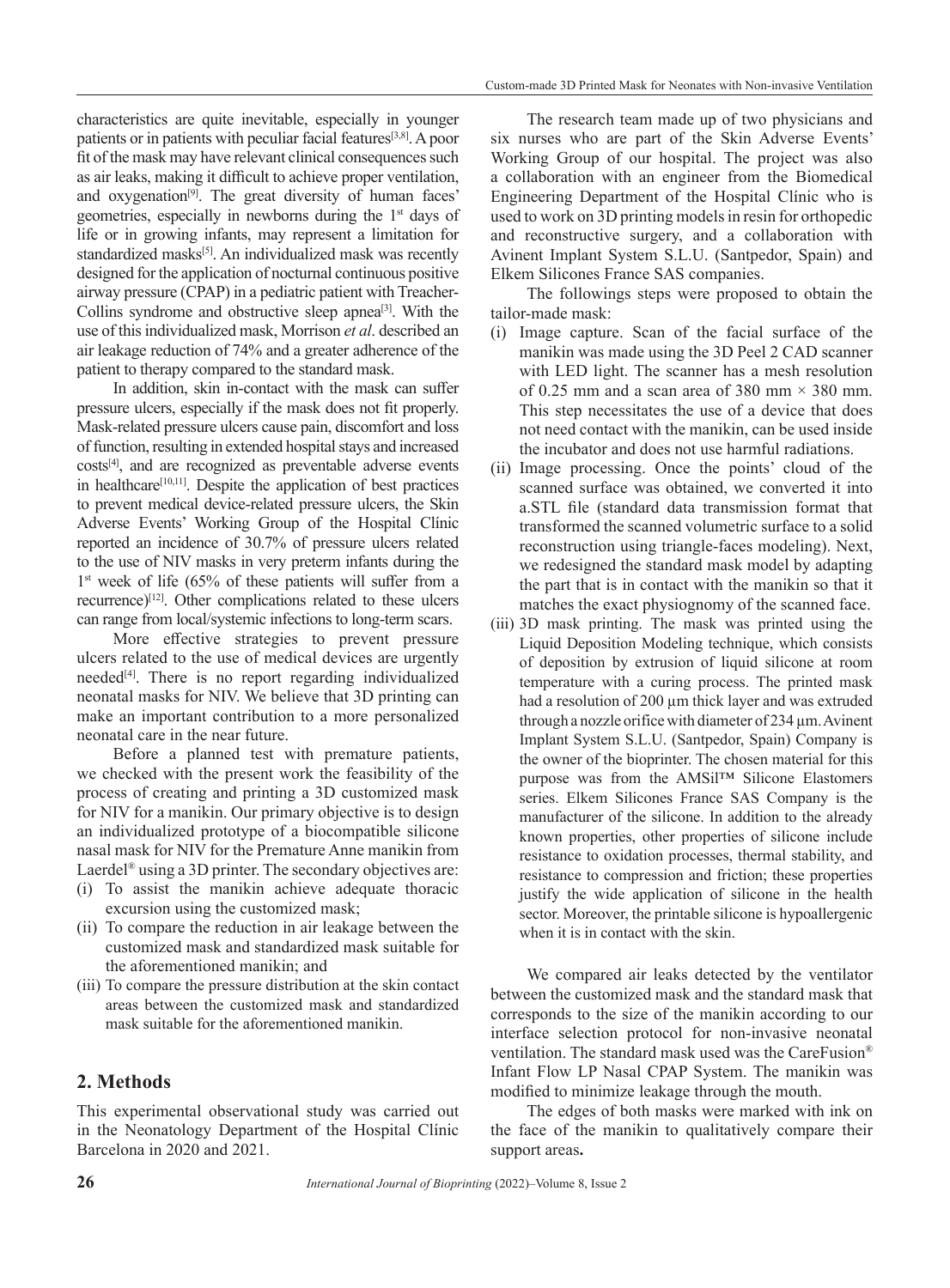characteristics are quite inevitable, especially in younger patients or in patients with peculiar facial features[3,8]. A poor fit of the mask may have relevant clinical consequences such as air leaks, making it difficult to achieve proper ventilation, and oxygenation[9]. The great diversity of human faces' geometries, especially in newborns during the 1st days of life or in growing infants, may represent a limitation for standardized masks[5]. An individualized mask was recently designed for the application of nocturnal continuous positive airway pressure (CPAP) in a pediatric patient with Treacher-Collins syndrome and obstructive sleep apnea[3]. With the use of this individualized mask, Morrison *et al*. described an air leakage reduction of 74% and a greater adherence of the patient to therapy compared to the standard mask.

In addition, skin in-contact with the mask can suffer pressure ulcers, especially if the mask does not fit properly. Mask-related pressure ulcers cause pain, discomfort and loss of function, resulting in extended hospital stays and increased costs[4], and are recognized as preventable adverse events in healthcare[10,11]. Despite the application of best practices to prevent medical device-related pressure ulcers, the Skin Adverse Events' Working Group of the Hospital Clínic reported an incidence of 30.7% of pressure ulcers related to the use of NIV masks in very preterm infants during the 1st week of life (65% of these patients will suffer from a recurrence)[12]. Other complications related to these ulcers can range from local/systemic infections to long-term scars.

More effective strategies to prevent pressure ulcers related to the use of medical devices are urgently needed[4]. There is no report regarding individualized neonatal masks for NIV. We believe that 3D printing can make an important contribution to a more personalized neonatal care in the near future.

Before a planned test with premature patients, we checked with the present work the feasibility of the process of creating and printing a 3D customized mask for NIV for a manikin. Our primary objective is to design an individualized prototype of a biocompatible silicone nasal mask for NIV for the Premature Anne manikin from Laerdel® using a 3D printer. The secondary objectives are:

(i) To assist the manikin achieve adequate thoracic excursion using the customized mask;
(ii) To compare the reduction in air leakage between the customized mask and standardized mask suitable for the aforementioned manikin; and
(iii) To compare the pressure distribution at the skin contact areas between the customized mask and standardized mask suitable for the aforementioned manikin.

## 2. Methods

This experimental observational study was carried out in the Neonatology Department of the Hospital Clínic Barcelona in 2020 and 2021.

The research team made up of two physicians and six nurses who are part of the Skin Adverse Events' Working Group of our hospital. The project was also a collaboration with an engineer from the Biomedical Engineering Department of the Hospital Clínic who is used to work on 3D printing models in resin for orthopedic and reconstructive surgery, and a collaboration with Avinent Implant System S.L.U. (Santpedor, Spain) and Elkem Silicones France SAS companies.

The followings steps were proposed to obtain the tailor-made mask:

(i) Image capture. Scan of the facial surface of the manikin was made using the 3D Peel 2 CAD scanner with LED light. The scanner has a mesh resolution of 0.25 mm and a scan area of 380 mm × 380 mm. This step necessitates the use of a device that does not need contact with the manikin, can be used inside the incubator and does not use harmful radiations.
(ii) Image processing. Once the points' cloud of the scanned surface was obtained, we converted it into a.STL file (standard data transmission format that transformed the scanned volumetric surface to a solid reconstruction using triangle-faces modeling). Next, we redesigned the standard mask model by adapting the part that is in contact with the manikin so that it matches the exact physiognomy of the scanned face.
(iii) 3D mask printing. The mask was printed using the Liquid Deposition Modeling technique, which consists of deposition by extrusion of liquid silicone at room temperature with a curing process. The printed mask had a resolution of 200 µm thick layer and was extruded through a nozzle orifice with diameter of 234 µm. Avinent Implant System S.L.U. (Santpedor, Spain) Company is the owner of the bioprinter. The chosen material for this purpose was from the AMSil™ Silicone Elastomers series. Elkem Silicones France SAS Company is the manufacturer of the silicone. In addition to the already known properties, other properties of silicone include resistance to oxidation processes, thermal stability, and resistance to compression and friction; these properties justify the wide application of silicone in the health sector. Moreover, the printable silicone is hypoallergenic when it is in contact with the skin.

We compared air leaks detected by the ventilator between the customized mask and the standard mask that corresponds to the size of the manikin according to our interface selection protocol for non-invasive neonatal ventilation. The standard mask used was the CareFusion® Infant Flow LP Nasal CPAP System. The manikin was modified to minimize leakage through the mouth.

The edges of both masks were marked with ink on the face of the manikin to qualitatively compare their support areas**.**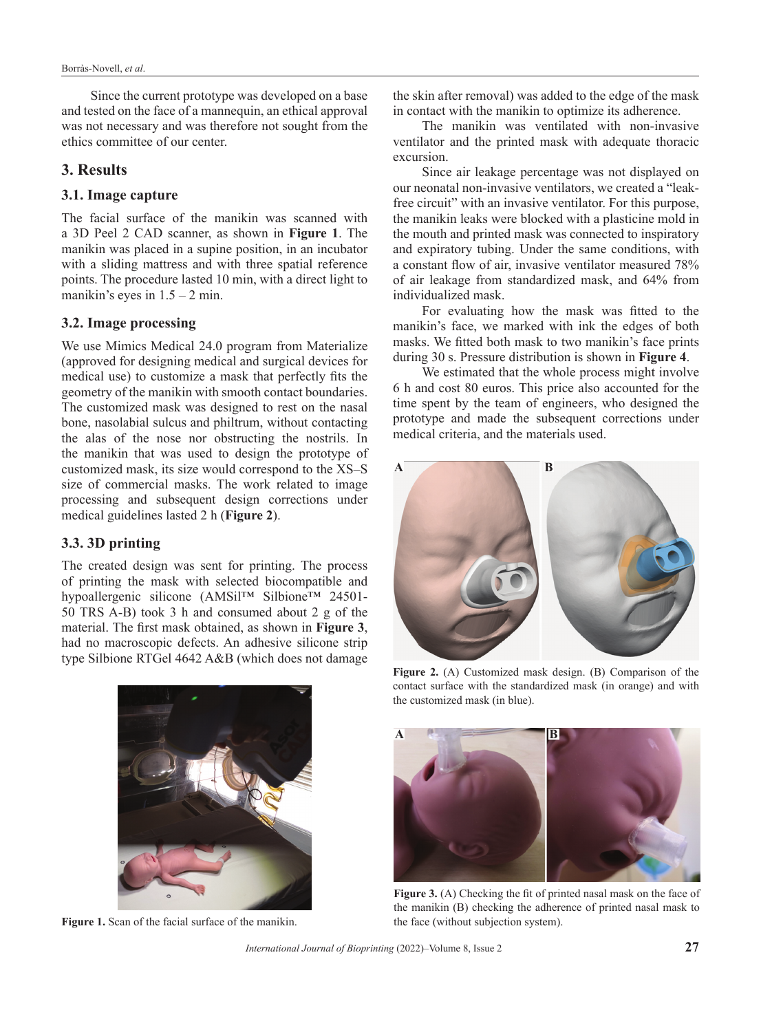Since the current prototype was developed on a base and tested on the face of a mannequin, an ethical approval was not necessary and was therefore not sought from the ethics committee of our center.

## 3. Results

### 3.1. Image capture

The facial surface of the manikin was scanned with a 3D Peel 2 CAD scanner, as shown in **Figure 1**. The manikin was placed in a supine position, in an incubator with a sliding mattress and with three spatial reference points. The procedure lasted 10 min, with a direct light to manikin's eyes in 1.5 – 2 min.

### 3.2. Image processing

We use Mimics Medical 24.0 program from Materialize (approved for designing medical and surgical devices for medical use) to customize a mask that perfectly fits the geometry of the manikin with smooth contact boundaries. The customized mask was designed to rest on the nasal bone, nasolabial sulcus and philtrum, without contacting the alas of the nose nor obstructing the nostrils. In the manikin that was used to design the prototype of customized mask, its size would correspond to the XS–S size of commercial masks. The work related to image processing and subsequent design corrections under medical guidelines lasted 2 h (**Figure 2**).

### 3.3. 3D printing

The created design was sent for printing. The process of printing the mask with selected biocompatible and hypoallergenic silicone (AMSil™ Silbione™ 24501-50 TRS A-B) took 3 h and consumed about 2 g of the material. The first mask obtained, as shown in **Figure 3**, had no macroscopic defects. An adhesive silicone strip type Silbione RTGel 4642 A&B (which does not damage the skin after removal) was added to the edge of the mask in contact with the manikin to optimize its adherence.

The manikin was ventilated with non-invasive ventilator and the printed mask with adequate thoracic excursion.

Since air leakage percentage was not displayed on our neonatal non-invasive ventilators, we created a "leak-free circuit" with an invasive ventilator. For this purpose, the manikin leaks were blocked with a plasticine mold in the mouth and printed mask was connected to inspiratory and expiratory tubing. Under the same conditions, with a constant flow of air, invasive ventilator measured 78% of air leakage from standardized mask, and 64% from individualized mask.

For evaluating how the mask was fitted to the manikin's face, we marked with ink the edges of both masks. We fitted both mask to two manikin's face prints during 30 s. Pressure distribution is shown in **Figure 4**.

We estimated that the whole process might involve 6 h and cost 80 euros. This price also accounted for the time spent by the team of engineers, who designed the prototype and made the subsequent corrections under medical criteria, and the materials used.

**Figure 1.** Scan of the facial surface of the manikin.

**Figure 2.** (A) Customized mask design. (B) Comparison of the contact surface with the standardized mask (in orange) and with the customized mask (in blue).

**Figure 3.** (A) Checking the fit of printed nasal mask on the face of the manikin (B) checking the adherence of printed nasal mask to the face (without subjection system).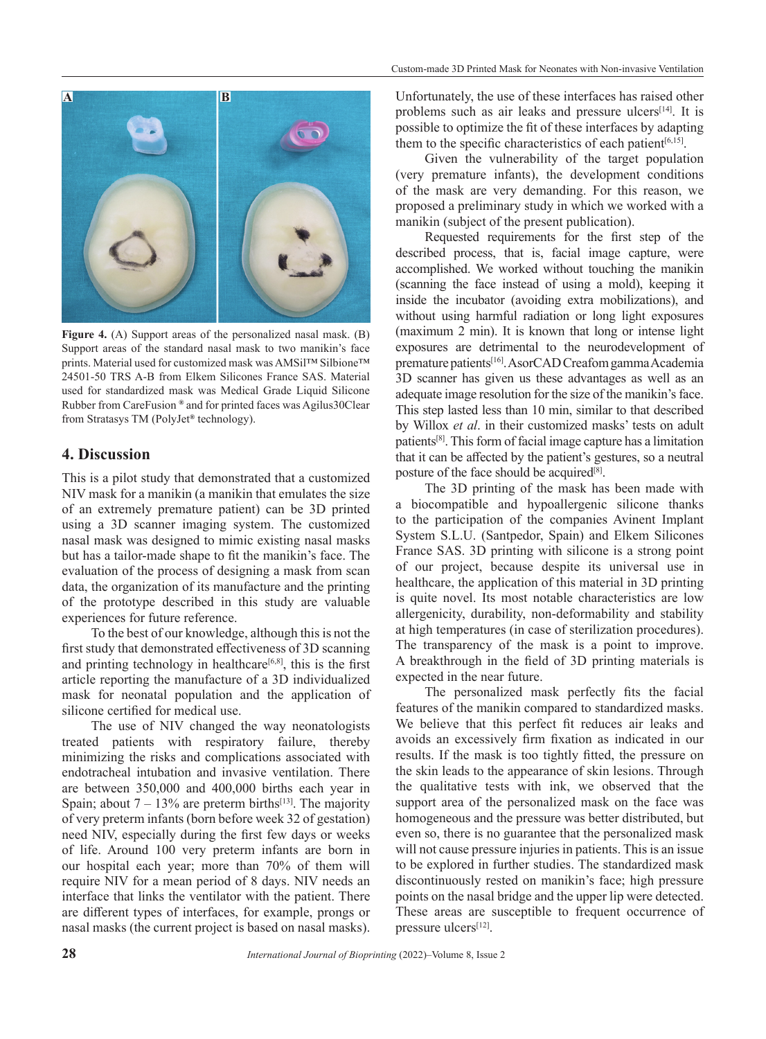**Figure 4.** (A) Support areas of the personalized nasal mask. (B) Support areas of the standard nasal mask to two manikin's face prints. Material used for customized mask was AMSil™ Silbione™ 24501-50 TRS A-B from Elkem Silicones France SAS. Material used for standardized mask was Medical Grade Liquid Silicone Rubber from CareFusion ® and for printed faces was Agilus30Clear from Stratasys TM (PolyJet® technology).

## 4. Discussion

This is a pilot study that demonstrated that a customized NIV mask for a manikin (a manikin that emulates the size of an extremely premature patient) can be 3D printed using a 3D scanner imaging system. The customized nasal mask was designed to mimic existing nasal masks but has a tailor-made shape to fit the manikin's face. The evaluation of the process of designing a mask from scan data, the organization of its manufacture and the printing of the prototype described in this study are valuable experiences for future reference.

To the best of our knowledge, although this is not the first study that demonstrated effectiveness of 3D scanning and printing technology in healthcare[6,8], this is the first article reporting the manufacture of a 3D individualized mask for neonatal population and the application of silicone certified for medical use.

The use of NIV changed the way neonatologists treated patients with respiratory failure, thereby minimizing the risks and complications associated with endotracheal intubation and invasive ventilation. There are between 350,000 and 400,000 births each year in Spain; about 7 – 13% are preterm births[13]. The majority of very preterm infants (born before week 32 of gestation) need NIV, especially during the first few days or weeks of life. Around 100 very preterm infants are born in our hospital each year; more than 70% of them will require NIV for a mean period of 8 days. NIV needs an interface that links the ventilator with the patient. There are different types of interfaces, for example, prongs or nasal masks (the current project is based on nasal masks). Unfortunately, the use of these interfaces has raised other problems such as air leaks and pressure ulcers[14]. It is possible to optimize the fit of these interfaces by adapting them to the specific characteristics of each patient[6,15].

Given the vulnerability of the target population (very premature infants), the development conditions of the mask are very demanding. For this reason, we proposed a preliminary study in which we worked with a manikin (subject of the present publication).

Requested requirements for the first step of the described process, that is, facial image capture, were accomplished. We worked without touching the manikin (scanning the face instead of using a mold), keeping it inside the incubator (avoiding extra mobilizations), and without using harmful radiation or long light exposures (maximum 2 min). It is known that long or intense light exposures are detrimental to the neurodevelopment of premature patients[16]. AsorCAD Creafom gamma Academia 3D scanner has given us these advantages as well as an adequate image resolution for the size of the manikin's face. This step lasted less than 10 min, similar to that described by Willox *et al*. in their customized masks' tests on adult patients[8]. This form of facial image capture has a limitation that it can be affected by the patient's gestures, so a neutral posture of the face should be acquired[8].

The 3D printing of the mask has been made with a biocompatible and hypoallergenic silicone thanks to the participation of the companies Avinent Implant System S.L.U. (Santpedor, Spain) and Elkem Silicones France SAS. 3D printing with silicone is a strong point of our project, because despite its universal use in healthcare, the application of this material in 3D printing is quite novel. Its most notable characteristics are low allergenicity, durability, non-deformability and stability at high temperatures (in case of sterilization procedures). The transparency of the mask is a point to improve. A breakthrough in the field of 3D printing materials is expected in the near future.

The personalized mask perfectly fits the facial features of the manikin compared to standardized masks. We believe that this perfect fit reduces air leaks and avoids an excessively firm fixation as indicated in our results. If the mask is too tightly fitted, the pressure on the skin leads to the appearance of skin lesions. Through the qualitative tests with ink, we observed that the support area of the personalized mask on the face was homogeneous and the pressure was better distributed, but even so, there is no guarantee that the personalized mask will not cause pressure injuries in patients. This is an issue to be explored in further studies. The standardized mask discontinuously rested on manikin's face; high pressure points on the nasal bridge and the upper lip were detected. These areas are susceptible to frequent occurrence of pressure ulcers[12].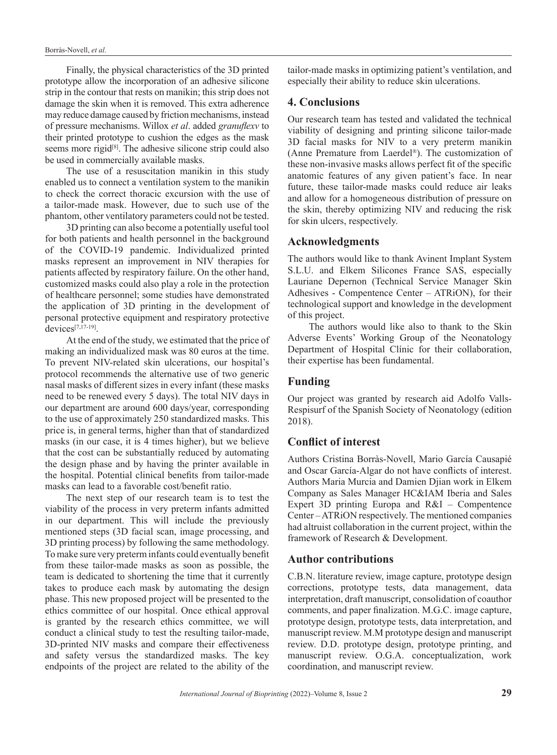Finally, the physical characteristics of the 3D printed prototype allow the incorporation of an adhesive silicone strip in the contour that rests on manikin; this strip does not damage the skin when it is removed. This extra adherence may reduce damage caused by friction mechanisms, instead of pressure mechanisms. Willox *et al*. added *granuflexv* to their printed prototype to cushion the edges as the mask seems more rigid[8]. The adhesive silicone strip could also be used in commercially available masks.

The use of a resuscitation manikin in this study enabled us to connect a ventilation system to the manikin to check the correct thoracic excursion with the use of a tailor-made mask. However, due to such use of the phantom, other ventilatory parameters could not be tested.

3D printing can also become a potentially useful tool for both patients and health personnel in the background of the COVID-19 pandemic. Individualized printed masks represent an improvement in NIV therapies for patients affected by respiratory failure. On the other hand, customized masks could also play a role in the protection of healthcare personnel; some studies have demonstrated the application of 3D printing in the development of personal protective equipment and respiratory protective devices[7,17-19].

At the end of the study, we estimated that the price of making an individualized mask was 80 euros at the time. To prevent NIV-related skin ulcerations, our hospital's protocol recommends the alternative use of two generic nasal masks of different sizes in every infant (these masks need to be renewed every 5 days). The total NIV days in our department are around 600 days/year, corresponding to the use of approximately 250 standardized masks. This price is, in general terms, higher than that of standardized masks (in our case, it is 4 times higher), but we believe that the cost can be substantially reduced by automating the design phase and by having the printer available in the hospital. Potential clinical benefits from tailor-made masks can lead to a favorable cost/benefit ratio.

The next step of our research team is to test the viability of the process in very preterm infants admitted in our department. This will include the previously mentioned steps (3D facial scan, image processing, and 3D printing process) by following the same methodology. To make sure very preterm infants could eventually benefit from these tailor-made masks as soon as possible, the team is dedicated to shortening the time that it currently takes to produce each mask by automating the design phase. This new proposed project will be presented to the ethics committee of our hospital. Once ethical approval is granted by the research ethics committee, we will conduct a clinical study to test the resulting tailor-made, 3D-printed NIV masks and compare their effectiveness and safety versus the standardized masks. The key endpoints of the project are related to the ability of the tailor-made masks in optimizing patient's ventilation, and especially their ability to reduce skin ulcerations.

## 4. Conclusions

Our research team has tested and validated the technical viability of designing and printing silicone tailor-made 3D facial masks for NIV to a very preterm manikin (Anne Premature from Laerdel®). The customization of these non-invasive masks allows perfect fit of the specific anatomic features of any given patient's face. In near future, these tailor-made masks could reduce air leaks and allow for a homogeneous distribution of pressure on the skin, thereby optimizing NIV and reducing the risk for skin ulcers, respectively.

## Acknowledgments

The authors would like to thank Avinent Implant System S.L.U. and Elkem Silicones France SAS, especially Lauriane Depernon (Technical Service Manager Skin Adhesives - Compentence Center – ATRiON), for their technological support and knowledge in the development of this project.

The authors would like also to thank to the Skin Adverse Events' Working Group of the Neonatology Department of Hospital Clínic for their collaboration, their expertise has been fundamental.

## Funding

Our project was granted by research aid Adolfo Valls-Respisurf of the Spanish Society of Neonatology (edition 2018).

## Conflict of interest

Authors Cristina Borràs-Novell, Mario García Causapié and Oscar García-Algar do not have conflicts of interest. Authors Maria Murcia and Damien Djian work in Elkem Company as Sales Manager HC&IAM Iberia and Sales Expert 3D printing Europa and R&I – Compentence Center – ATRiON respectively. The mentioned companies had altruist collaboration in the current project, within the framework of Research & Development.

## Author contributions

C.B.N. literature review, image capture, prototype design corrections, prototype tests, data management, data interpretation, draft manuscript, consolidation of coauthor comments, and paper finalization. M.G.C. image capture, prototype design, prototype tests, data interpretation, and manuscript review. M.M prototype design and manuscript review. D.D. prototype design, prototype printing, and manuscript review. O.G.A. conceptualization, work coordination, and manuscript review.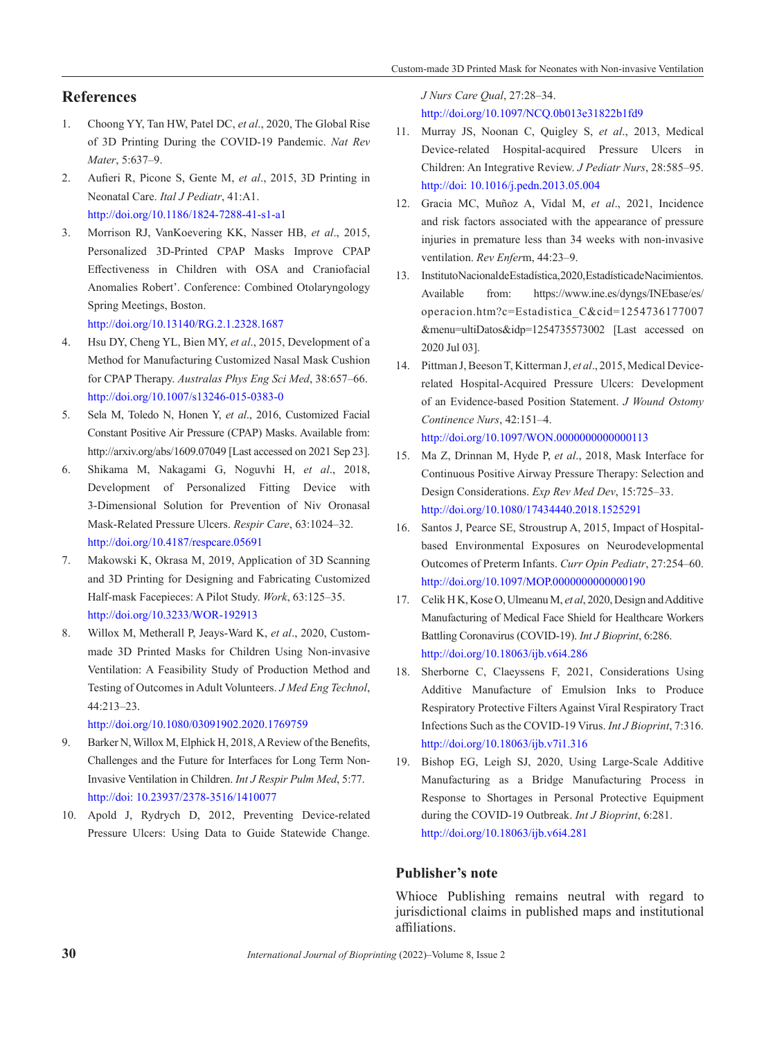## References

1. Choong YY, Tan HW, Patel DC, *et al*., 2020, The Global Rise of 3D Printing During the COVID-19 Pandemic. *Nat Rev Mater*, 5:637–9.
2. Aufieri R, Picone S, Gente M, *et al*., 2015, 3D Printing in Neonatal Care. *Ital J Pediatr*, 41:A1. http://doi.org/10.1186/1824-7288-41-s1-a1
3. Morrison RJ, VanKoevering KK, Nasser HB, *et al*., 2015, Personalized 3D-Printed CPAP Masks Improve CPAP Effectiveness in Children with OSA and Craniofacial Anomalies Robert'. Conference: Combined Otolaryngology Spring Meetings, Boston. http://doi.org/10.13140/RG.2.1.2328.1687
4. Hsu DY, Cheng YL, Bien MY, *et al*., 2015, Development of a Method for Manufacturing Customized Nasal Mask Cushion for CPAP Therapy. *Australas Phys Eng Sci Med*, 38:657–66. http://doi.org/10.1007/s13246-015-0383-0
5. Sela M, Toledo N, Honen Y, *et al*., 2016, Customized Facial Constant Positive Air Pressure (CPAP) Masks. Available from: http://arxiv.org/abs/1609.07049 [Last accessed on 2021 Sep 23].
6. Shikama M, Nakagami G, Noguvhi H, *et al*., 2018, Development of Personalized Fitting Device with 3-Dimensional Solution for Prevention of Niv Oronasal Mask-Related Pressure Ulcers. *Respir Care*, 63:1024–32. http://doi.org/10.4187/respcare.05691
7. Makowski K, Okrasa M, 2019, Application of 3D Scanning and 3D Printing for Designing and Fabricating Customized Half-mask Facepieces: A Pilot Study. *Work*, 63:125–35. http://doi.org/10.3233/WOR-192913
8. Willox M, Metherall P, Jeays-Ward K, *et al*., 2020, Custom-made 3D Printed Masks for Children Using Non-invasive Ventilation: A Feasibility Study of Production Method and Testing of Outcomes in Adult Volunteers. *J Med Eng Technol*, 44:213–23. http://doi.org/10.1080/03091902.2020.1769759
9. Barker N, Willox M, Elphick H, 2018, A Review of the Benefits, Challenges and the Future for Long Term Non-Invasive Ventilation in Children. *Int J Respir Pulm Med*, 5:77. http://doi: 10.23937/2378-3516/1410077
10. Apold J, Rydrych D, 2012, Preventing Device-related Pressure Ulcers: Using Data to Guide Statewide Change. *J Nurs Care Qual*, 27:28–34. http://doi.org/10.1097/NCQ.0b013e31822b1fd9
11. Murray JS, Noonan C, Quigley S, *et al*., 2013, Medical Device-related Hospital-acquired Pressure Ulcers in Children: An Integrative Review. *J Pediatr Nurs*, 28:585–95. http://doi: 10.1016/j.pedn.2013.05.004
12. Gracia MC, Muñoz A, Vidal M, *et al*., 2021, Incidence and risk factors associated with the appearance of pressure injuries in premature less than 34 weeks with non-invasive ventilation. *Rev Enfer*m, 44:23–9.
13. InstitutoNacionaldeEstadística,2020,EstadísticadeNacimientos. Available from: https://www.ine.es/dyngs/INEbase/es/operacion.htm?c=Estadistica_C&cid=1254736177007&menu=ultiDatos&idp=1254735573002 [Last accessed on 2020 Jul 03].
14. Pittman J, Beeson T, Kitterman J, *et al*., 2015, Medical Device-related Hospital-Acquired Pressure Ulcers: Development of an Evidence-based Position Statement. *J Wound Ostomy Continence Nurs*, 42:151–4. http://doi.org/10.1097/WON.0000000000000113
15. Ma Z, Drinnan M, Hyde P, *et al*., 2018, Mask Interface for Continuous Positive Airway Pressure Therapy: Selection and Design Considerations. *Exp Rev Med Dev*, 15:725–33. http://doi.org/10.1080/17434440.2018.1525291
16. Santos J, Pearce SE, Stroustrup A, 2015, Impact of Hospital-based Environmental Exposures on Neurodevelopmental Outcomes of Preterm Infants. *Curr Opin Pediatr*, 27:254–60. http://doi.org/10.1097/MOP.0000000000000190
17. Celik H K, Kose O, Ulmeanu M, *et al*, 2020, Design and Additive Manufacturing of Medical Face Shield for Healthcare Workers Battling Coronavirus (COVID-19). *Int J Bioprint*, 6:286. http://doi.org/10.18063/ijb.v6i4.286
18. Sherborne C, Claeyssens F, 2021, Considerations Using Additive Manufacture of Emulsion Inks to Produce Respiratory Protective Filters Against Viral Respiratory Tract Infections Such as the COVID-19 Virus. *Int J Bioprint*, 7:316. http://doi.org/10.18063/ijb.v7i1.316
19. Bishop EG, Leigh SJ, 2020, Using Large-Scale Additive Manufacturing as a Bridge Manufacturing Process in Response to Shortages in Personal Protective Equipment during the COVID-19 Outbreak. *Int J Bioprint*, 6:281. http://doi.org/10.18063/ijb.v6i4.281

## Publisher's note

Whioce Publishing remains neutral with regard to jurisdictional claims in published maps and institutional affiliations.